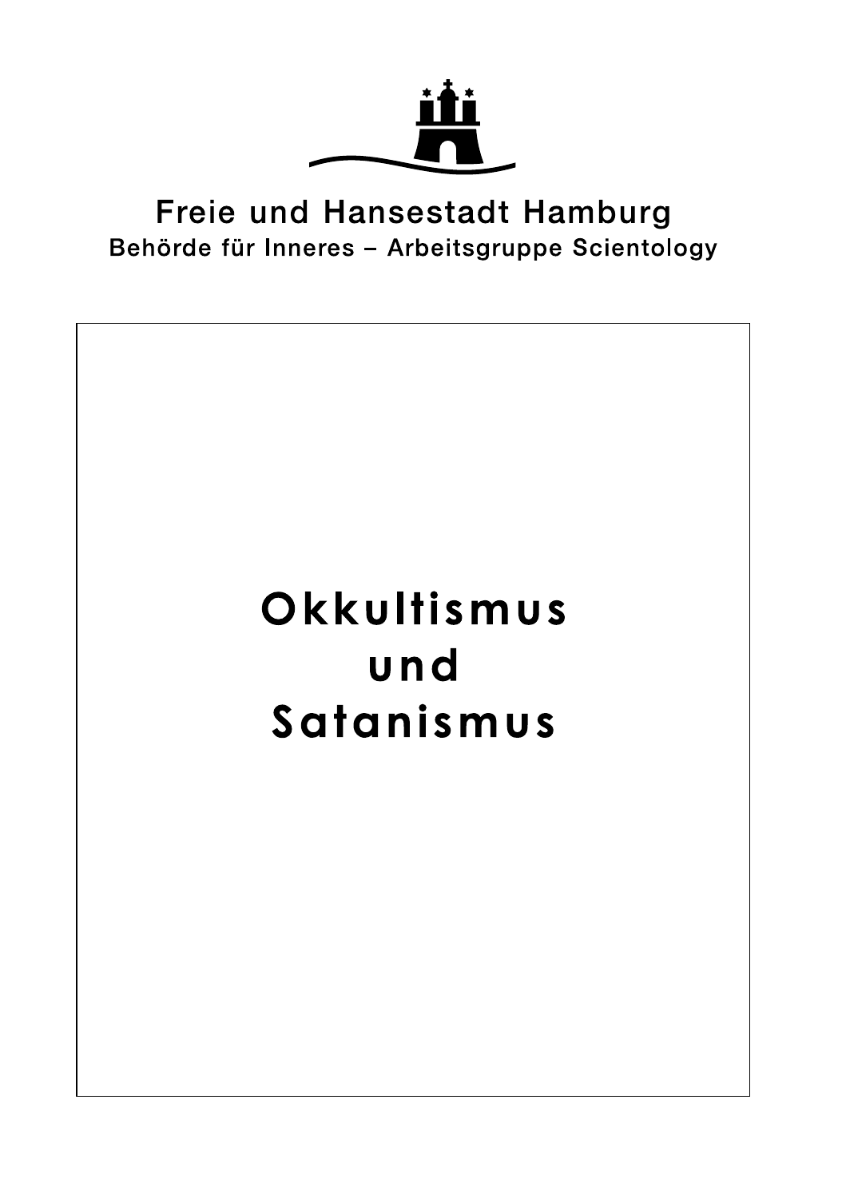Freie und Hansestadt Hamburg

Behörde für Inneres – Arbeitsgruppe Scientology

# Okkultismus und Satanismus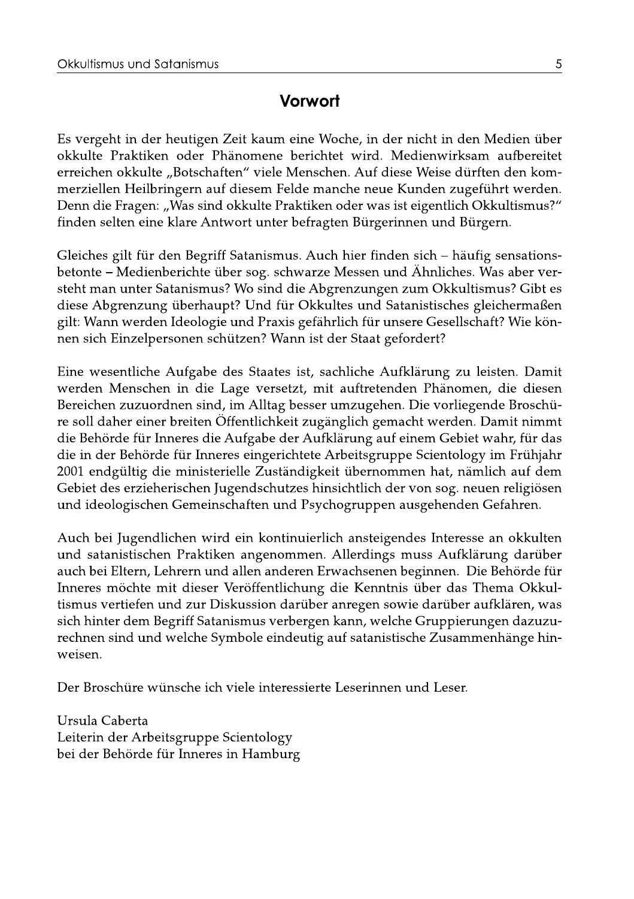## Vorwort

Es vergeht in der heutigen Zeit kaum eine Woche, in der nicht in den Medien über okkulte Praktiken oder Phänomene berichtet wird. Medienwirksam aufbereitet erreichen okkulte „Botschaften" viele Menschen. Auf diese Weise dürften den kommerziellen Heilbringern auf diesem Felde manche neue Kunden zugeführt werden. Denn die Fragen: „Was sind okkulte Praktiken oder was ist eigentlich Okkultismus?" finden selten eine klare Antwort unter befragten Bürgerinnen und Bürgern.

Gleiches gilt für den Begriff Satanismus. Auch hier finden sich – häufig sensationsbetonte – Medienberichte über sog. schwarze Messen und Ähnliches. Was aber versteht man unter Satanismus? Wo sind die Abgrenzungen zum Okkultismus? Gibt es diese Abgrenzung überhaupt? Und für Okkultes und Satanistisches gleichermaßen gilt: Wann werden Ideologie und Praxis gefährlich für unsere Gesellschaft? Wie können sich Einzelpersonen schützen? Wann ist der Staat gefordert?

Eine wesentliche Aufgabe des Staates ist, sachliche Aufklärung zu leisten. Damit werden Menschen in die Lage versetzt, mit auftretenden Phänomen, die diesen Bereichen zuzuordnen sind, im Alltag besser umzugehen. Die vorliegende Broschüre soll daher einer breiten Öffentlichkeit zugänglich gemacht werden. Damit nimmt die Behörde für Inneres die Aufgabe der Aufklärung auf einem Gebiet wahr, für das die in der Behörde für Inneres eingerichtete Arbeitsgruppe Scientology im Frühjahr 2001 endgültig die ministerielle Zuständigkeit übernommen hat, nämlich auf dem Gebiet des erzieherischen Jugendschutzes hinsichtlich der von sog. neuen religiösen und ideologischen Gemeinschaften und Psychogruppen ausgehenden Gefahren.

Auch bei Jugendlichen wird ein kontinuierlich ansteigendes Interesse an okkulten und satanistischen Praktiken angenommen. Allerdings muss Aufklärung darüber auch bei Eltern, Lehrern und allen anderen Erwachsenen beginnen. Die Behörde für Inneres möchte mit dieser Veröffentlichung die Kenntnis über das Thema Okkultismus vertiefen und zur Diskussion darüber anregen sowie darüber aufklären, was sich hinter dem Begriff Satanismus verbergen kann, welche Gruppierungen dazuzurechnen sind und welche Symbole eindeutig auf satanistische Zusammenhänge hinweisen.

Der Broschüre wünsche ich viele interessierte Leserinnen und Leser.

Ursula Caberta
Leiterin der Arbeitsgruppe Scientology
bei der Behörde für Inneres in Hamburg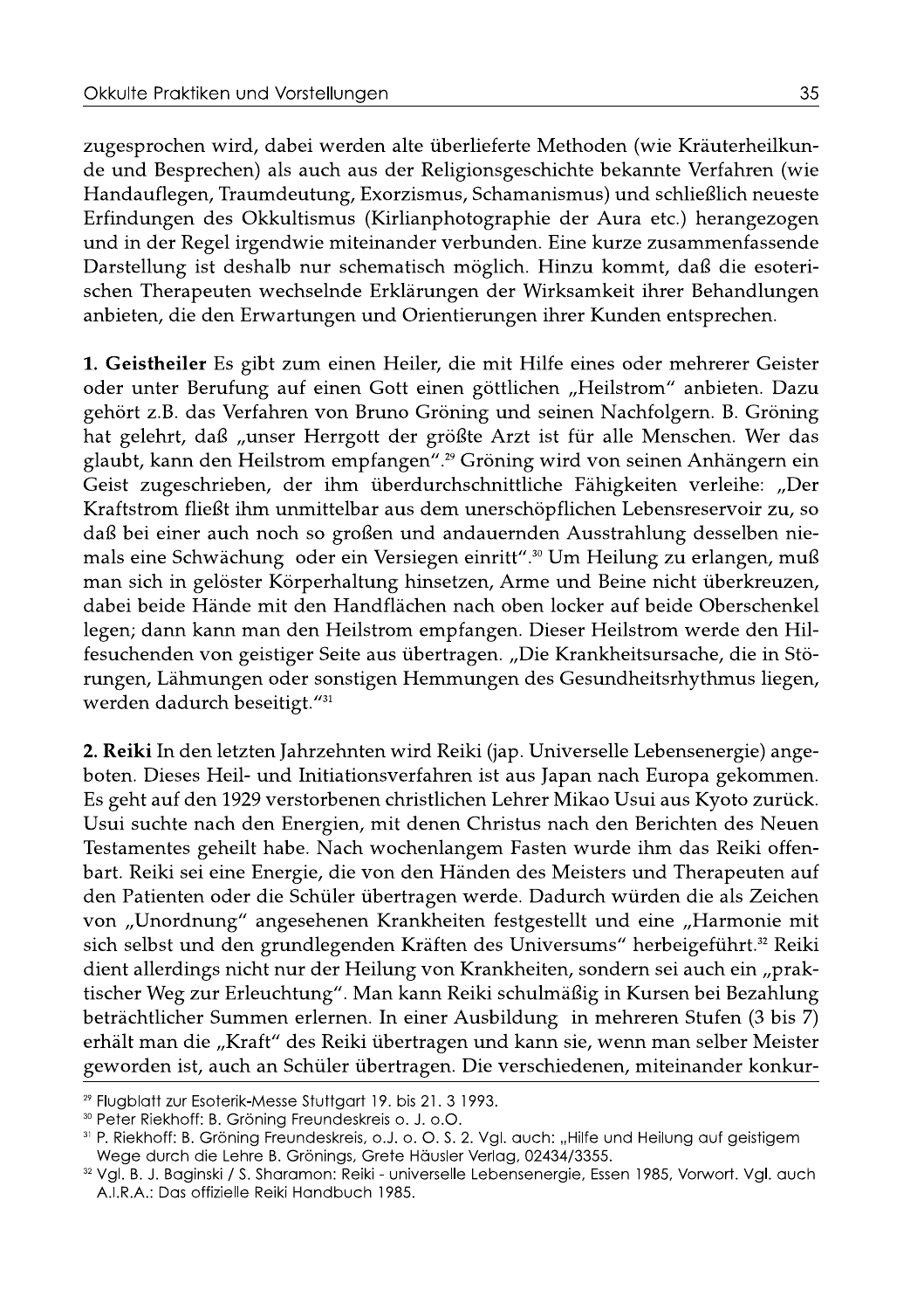zugesprochen wird, dabei werden alte überlieferte Methoden (wie Kräuterheilkunde und Besprechen) als auch aus der Religionsgeschichte bekannte Verfahren (wie Handauflegen, Traumdeutung, Exorzismus, Schamanismus) und schließlich neueste Erfindungen des Okkultismus (Kirlianphotographie der Aura etc.) herangezogen und in der Regel irgendwie miteinander verbunden. Eine kurze zusammenfassende Darstellung ist deshalb nur schematisch möglich. Hinzu kommt, daß die esoterischen Therapeuten wechselnde Erklärungen der Wirksamkeit ihrer Behandlungen anbieten, die den Erwartungen und Orientierungen ihrer Kunden entsprechen.

**1. Geistheiler** Es gibt zum einen Heiler, die mit Hilfe eines oder mehrerer Geister oder unter Berufung auf einen Gott einen göttlichen „Heilstrom" anbieten. Dazu gehört z.B. das Verfahren von Bruno Gröning und seinen Nachfolgern. B. Gröning hat gelehrt, daß „unser Herrgott der größte Arzt ist für alle Menschen. Wer das glaubt, kann den Heilstrom empfangen".[29] Gröning wird von seinen Anhängern ein Geist zugeschrieben, der ihm überdurchschnittliche Fähigkeiten verleihe: „Der Kraftstrom fließt ihm unmittelbar aus dem unerschöpflichen Lebensreservoir zu, so daß bei einer auch noch so großen und andauernden Ausstrahlung desselben niemals eine Schwächung oder ein Versiegen einritt".[30] Um Heilung zu erlangen, muß man sich in gelöster Körperhaltung hinsetzen, Arme und Beine nicht überkreuzen, dabei beide Hände mit den Handflächen nach oben locker auf beide Oberschenkel legen; dann kann man den Heilstrom empfangen. Dieser Heilstrom werde den Hilfesuchenden von geistiger Seite aus übertragen. „Die Krankheitsursache, die in Störungen, Lähmungen oder sonstigen Hemmungen des Gesundheitsrhythmus liegen, werden dadurch beseitigt."[31]

**2. Reiki** In den letzten Jahrzehnten wird Reiki (jap. Universelle Lebensenergie) angeboten. Dieses Heil- und Initiationsverfahren ist aus Japan nach Europa gekommen. Es geht auf den 1929 verstorbenen christlichen Lehrer Mikao Usui aus Kyoto zurück. Usui suchte nach den Energien, mit denen Christus nach den Berichten des Neuen Testamentes geheilt habe. Nach wochenlangem Fasten wurde ihm das Reiki offenbart. Reiki sei eine Energie, die von den Händen des Meisters und Therapeuten auf den Patienten oder die Schüler übertragen werde. Dadurch würden die als Zeichen von „Unordnung" angesehenen Krankheiten festgestellt und eine „Harmonie mit sich selbst und den grundlegenden Kräften des Universums" herbeigeführt.[32] Reiki dient allerdings nicht nur der Heilung von Krankheiten, sondern sei auch ein „praktischer Weg zur Erleuchtung". Man kann Reiki schulmäßig in Kursen bei Bezahlung beträchtlicher Summen erlernen. In einer Ausbildung in mehreren Stufen (3 bis 7) erhält man die „Kraft" des Reiki übertragen und kann sie, wenn man selber Meister geworden ist, auch an Schüler übertragen. Die verschiedenen, miteinander konkur-

---

[29] Flugblatt zur Esoterik-Messe Stuttgart 19. bis 21. 3 1993.

[30] Peter Riekhoff: B. Gröning Freundeskreis o. J. o.O.

[31] P. Riekhoff: B. Gröning Freundeskreis, o.J. o. O. S. 2. Vgl. auch: „Hilfe und Heilung auf geistigem Wege durch die Lehre B. Grönings, Grete Häusler Verlag, 02434/3355.

[32] Vgl. B. J. Baginski / S. Sharamon: Reiki - universelle Lebensenergie, Essen 1985, Vorwort. Vgl. auch A.I.R.A.: Das offizielle Reiki Handbuch 1985.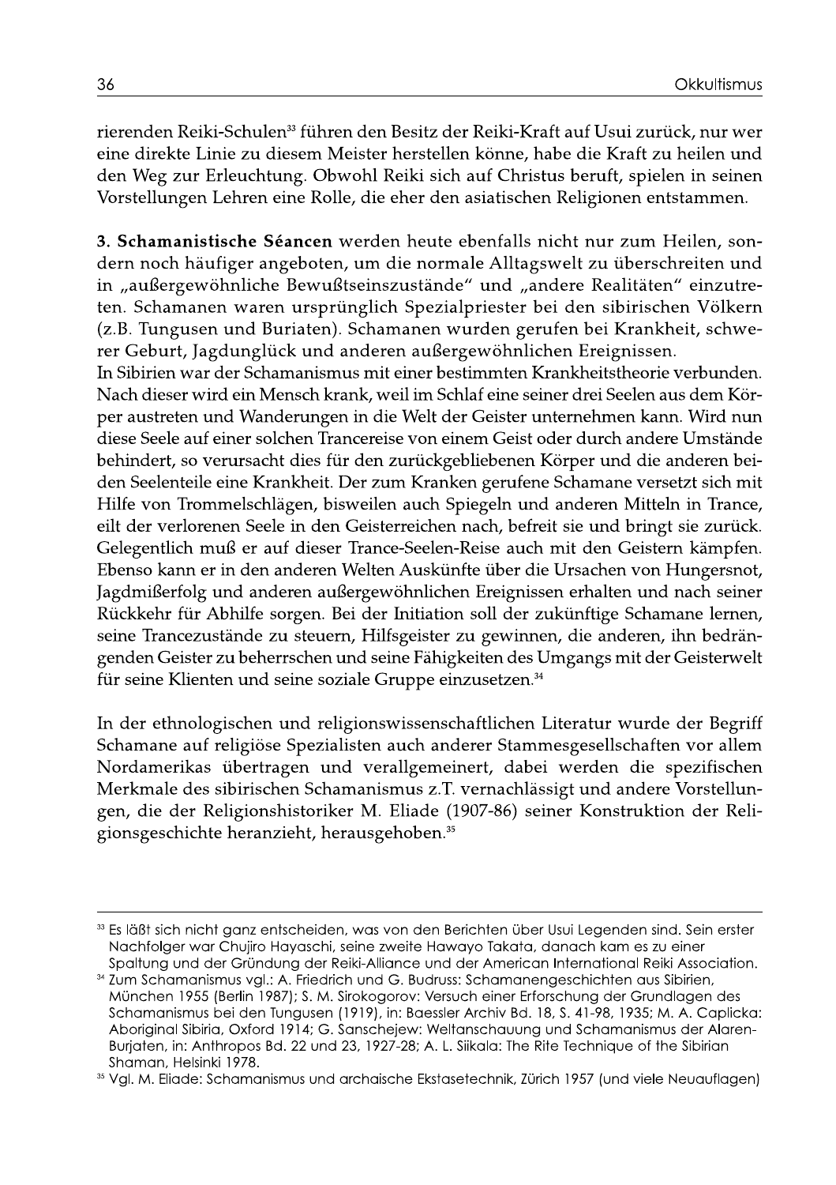rierenden Reiki-Schulen[33] führen den Besitz der Reiki-Kraft auf Usui zurück, nur wer eine direkte Linie zu diesem Meister herstellen könne, habe die Kraft zu heilen und den Weg zur Erleuchtung. Obwohl Reiki sich auf Christus beruft, spielen in seinen Vorstellungen Lehren eine Rolle, die eher den asiatischen Religionen entstammen.

**3. Schamanistische Séancen** werden heute ebenfalls nicht nur zum Heilen, sondern noch häufiger angeboten, um die normale Alltagswelt zu überschreiten und in „außergewöhnliche Bewußtseinszustände" und „andere Realitäten" einzutreten. Schamanen waren ursprünglich Spezialpriester bei den sibirischen Völkern (z.B. Tungusen und Buriaten). Schamanen wurden gerufen bei Krankheit, schwerer Geburt, Jagdunglück und anderen außergewöhnlichen Ereignissen.
In Sibirien war der Schamanismus mit einer bestimmten Krankheitstheorie verbunden. Nach dieser wird ein Mensch krank, weil im Schlaf eine seiner drei Seelen aus dem Körper austreten und Wanderungen in die Welt der Geister unternehmen kann. Wird nun diese Seele auf einer solchen Trancereise von einem Geist oder durch andere Umstände behindert, so verursacht dies für den zurückgebliebenen Körper und die anderen beiden Seelenteile eine Krankheit. Der zum Kranken gerufene Schamane versetzt sich mit Hilfe von Trommelschlägen, bisweilen auch Spiegeln und anderen Mitteln in Trance, eilt der verlorenen Seele in den Geisterreichen nach, befreit sie und bringt sie zurück. Gelegentlich muß er auf dieser Trance-Seelen-Reise auch mit den Geistern kämpfen. Ebenso kann er in den anderen Welten Auskünfte über die Ursachen von Hungersnot, Jagdmißerfolg und anderen außergewöhnlichen Ereignissen erhalten und nach seiner Rückkehr für Abhilfe sorgen. Bei der Initiation soll der zukünftige Schamane lernen, seine Trancezustände zu steuern, Hilfsgeister zu gewinnen, die anderen, ihn bedrängenden Geister zu beherrschen und seine Fähigkeiten des Umgangs mit der Geisterwelt für seine Klienten und seine soziale Gruppe einzusetzen.[34]

In der ethnologischen und religionswissenschaftlichen Literatur wurde der Begriff Schamane auf religiöse Spezialisten auch anderer Stammesgesellschaften vor allem Nordamerikas übertragen und verallgemeinert, dabei werden die spezifischen Merkmale des sibirischen Schamanismus z.T. vernachlässigt und andere Vorstellungen, die der Religionshistoriker M. Eliade (1907-86) seiner Konstruktion der Religionsgeschichte heranzieht, herausgehoben.[35]

---

[33] Es läßt sich nicht ganz entscheiden, was von den Berichten über Usui Legenden sind. Sein erster Nachfolger war Chujiro Hayaschi, seine zweite Hawayo Takata, danach kam es zu einer Spaltung und der Gründung der Reiki-Alliance und der American International Reiki Association.

[34] Zum Schamanismus vgl.: A. Friedrich und G. Budruss: Schamanengeschichten aus Sibirien, München 1955 (Berlin 1987); S. M. Sirokogorov: Versuch einer Erforschung der Grundlagen des Schamanismus bei den Tungusen (1919), in: Baessler Archiv Bd. 18, S. 41-98, 1935; M. A. Caplicka: Aboriginal Sibiria, Oxford 1914; G. Sanschejew: Weltanschauung und Schamanismus der Alaren-Burjaten, in: Anthropos Bd. 22 und 23, 1927-28; A. L. Siikala: The Rite Technique of the Sibirian Shaman, Helsinki 1978.

[35] Vgl. M. Eliade: Schamanismus und archaische Ekstasetechnik, Zürich 1957 (und viele Neuauflagen)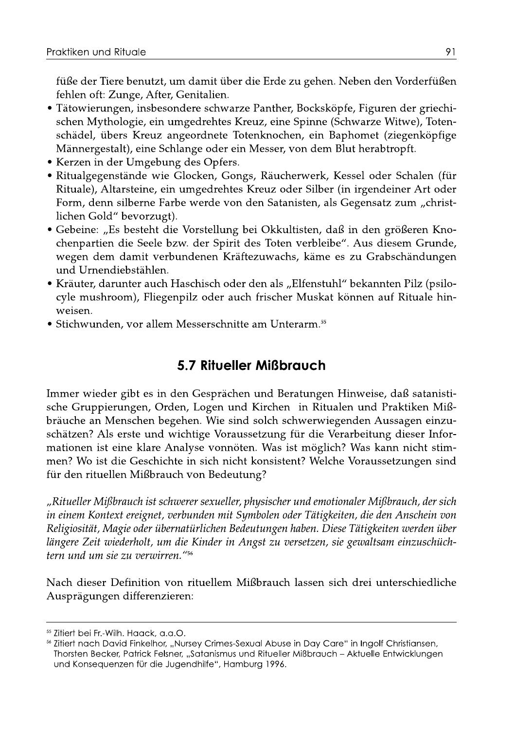füße der Tiere benutzt, um damit über die Erde zu gehen. Neben den Vorderfüßen fehlen oft: Zunge, After, Genitalien.

- Tätowierungen, insbesondere schwarze Panther, Bocksköpfe, Figuren der griechischen Mythologie, ein umgedrehtes Kreuz, eine Spinne (Schwarze Witwe), Totenschädel, übers Kreuz angeordnete Totenknochen, ein Baphomet (ziegenköpfige Männergestalt), eine Schlange oder ein Messer, von dem Blut herabtropft.
- Kerzen in der Umgebung des Opfers.
- Ritualgegenstände wie Glocken, Gongs, Räucherwerk, Kessel oder Schalen (für Rituale), Altarsteine, ein umgedrehtes Kreuz oder Silber (in irgendeiner Art oder Form, denn silberne Farbe werde von den Satanisten, als Gegensatz zum „christlichen Gold" bevorzugt).
- Gebeine: „Es besteht die Vorstellung bei Okkultisten, daß in den größeren Knochenpartien die Seele bzw. der Spirit des Toten verbleibe". Aus diesem Grunde, wegen dem damit verbundenen Kräftezuwachs, käme es zu Grabschändungen und Urnendiebstählen.
- Kräuter, darunter auch Haschisch oder den als „Elfenstuhl" bekannten Pilz (psilocyle mushroom), Fliegenpilz oder auch frischer Muskat können auf Rituale hinweisen.
- Stichwunden, vor allem Messerschnitte am Unterarm.[55]

## 5.7 Ritueller Mißbrauch

Immer wieder gibt es in den Gesprächen und Beratungen Hinweise, daß satanistische Gruppierungen, Orden, Logen und Kirchen in Ritualen und Praktiken Mißbräuche an Menschen begehen. Wie sind solch schwerwiegenden Aussagen einzuschätzen? Als erste und wichtige Voraussetzung für die Verarbeitung dieser Informationen ist eine klare Analyse vonnöten. Was ist möglich? Was kann nicht stimmen? Wo ist die Geschichte in sich nicht konsistent? Welche Voraussetzungen sind für den rituellen Mißbrauch von Bedeutung?

*„Ritueller Mißbrauch ist schwerer sexueller, physischer und emotionaler Mißbrauch, der sich in einem Kontext ereignet, verbunden mit Symbolen oder Tätigkeiten, die den Anschein von Religiosität, Magie oder übernatürlichen Bedeutungen haben. Diese Tätigkeiten werden über längere Zeit wiederholt, um die Kinder in Angst zu versetzen, sie gewaltsam einzuschüchtern und um sie zu verwirren."*[56]

Nach dieser Definition von rituellem Mißbrauch lassen sich drei unterschiedliche Ausprägungen differenzieren:

---

[55] Zitiert bei Fr.-Wilh. Haack, a.a.O.

[56] Zitiert nach David Finkelhor, „Nursey Crimes-Sexual Abuse in Day Care" in Ingolf Christiansen, Thorsten Becker, Patrick Felsner, „Satanismus und Ritueller Mißbrauch – Aktuelle Entwicklungen und Konsequenzen für die Jugendhilfe", Hamburg 1996.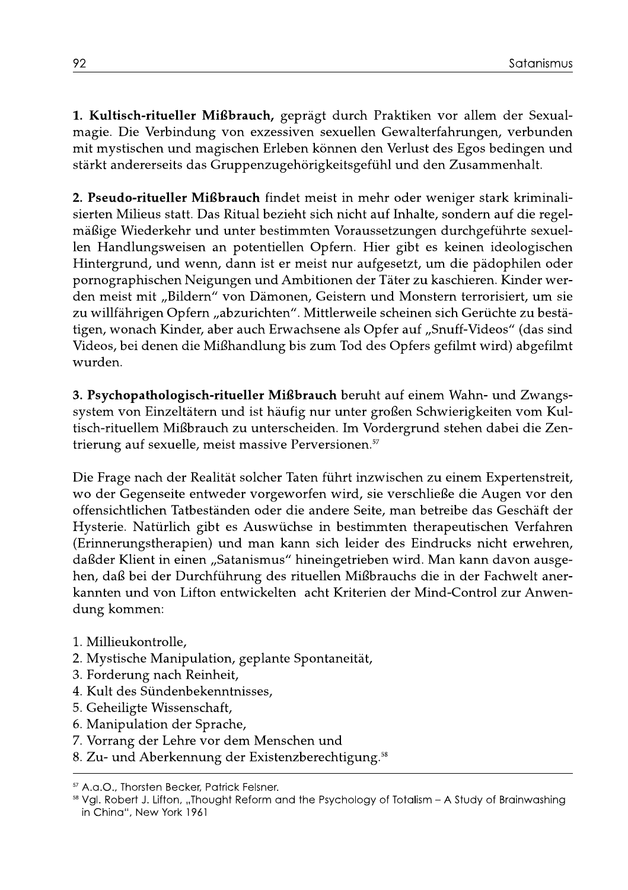**1. Kultisch-ritueller Mißbrauch,** geprägt durch Praktiken vor allem der Sexualmagie. Die Verbindung von exzessiven sexuellen Gewalterfahrungen, verbunden mit mystischen und magischen Erleben können den Verlust des Egos bedingen und stärkt andererseits das Gruppenzugehörigkeitsgefühl und den Zusammenhalt.

**2. Pseudo-ritueller Mißbrauch** findet meist in mehr oder weniger stark kriminalisierten Milieus statt. Das Ritual bezieht sich nicht auf Inhalte, sondern auf die regelmäßige Wiederkehr und unter bestimmten Voraussetzungen durchgeführte sexuellen Handlungsweisen an potentiellen Opfern. Hier gibt es keinen ideologischen Hintergrund, und wenn, dann ist er meist nur aufgesetzt, um die pädophilen oder pornographischen Neigungen und Ambitionen der Täter zu kaschieren. Kinder werden meist mit „Bildern" von Dämonen, Geistern und Monstern terrorisiert, um sie zu willfährigen Opfern „abzurichten". Mittlerweile scheinen sich Gerüchte zu bestätigen, wonach Kinder, aber auch Erwachsene als Opfer auf „Snuff-Videos" (das sind Videos, bei denen die Mißhandlung bis zum Tod des Opfers gefilmt wird) abgefilmt wurden.

**3. Psychopathologisch-ritueller Mißbrauch** beruht auf einem Wahn- und Zwangssystem von Einzeltätern und ist häufig nur unter großen Schwierigkeiten vom Kultisch-rituellem Mißbrauch zu unterscheiden. Im Vordergrund stehen dabei die Zentrierung auf sexuelle, meist massive Perversionen.[57]

Die Frage nach der Realität solcher Taten führt inzwischen zu einem Expertenstreit, wo der Gegenseite entweder vorgeworfen wird, sie verschließe die Augen vor den offensichtlichen Tatbeständen oder die andere Seite, man betreibe das Geschäft der Hysterie. Natürlich gibt es Auswüchse in bestimmten therapeutischen Verfahren (Erinnerungstherapien) und man kann sich leider des Eindrucks nicht erwehren, daßder Klient in einen „Satanismus" hineingetrieben wird. Man kann davon ausgehen, daß bei der Durchführung des rituellen Mißbrauchs die in der Fachwelt anerkannten und von Lifton entwickelten acht Kriterien der Mind-Control zur Anwendung kommen:

1. Millieukontrolle,
2. Mystische Manipulation, geplante Spontaneität,
3. Forderung nach Reinheit,
4. Kult des Sündenbekenntnisses,
5. Geheiligte Wissenschaft,
6. Manipulation der Sprache,
7. Vorrang der Lehre vor dem Menschen und
8. Zu- und Aberkennung der Existenzberechtigung.[58]

---

[57] A.a.O., Thorsten Becker, Patrick Felsner.

[58] Vgl. Robert J. Lifton, „Thought Reform and the Psychology of Totalism – A Study of Brainwashing in China", New York 1961